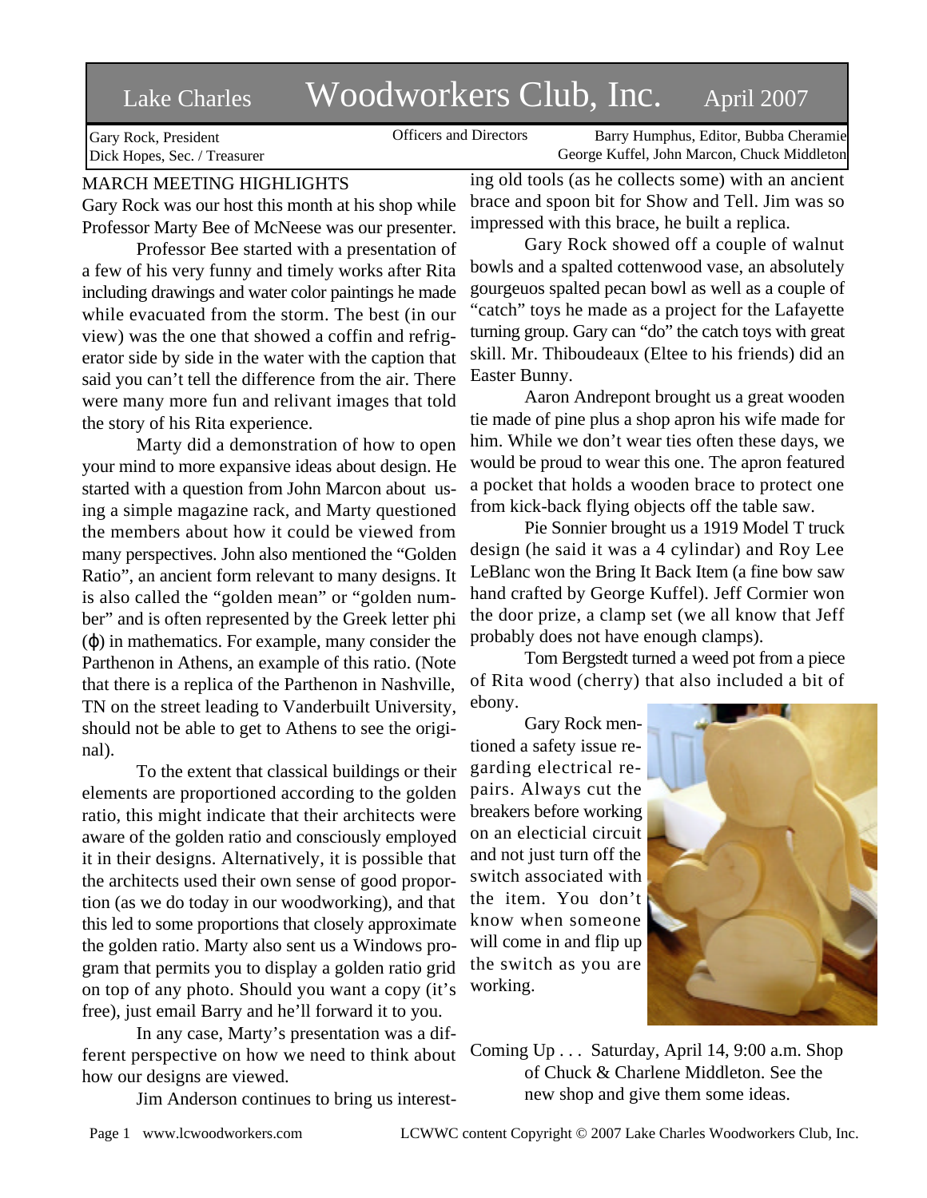# Lake Charles Woodworkers Club, Inc. April 2007

Gary Rock, President
Dick Hopes, Sec. / Treasurer

Officers and Directors

Barry Humphus, Editor, Bubba Cheramie
George Kuffel, John Marcon, Chuck Middleton

## MARCH MEETING HIGHLIGHTS

Gary Rock was our host this month at his shop while Professor Marty Bee of McNeese was our presenter.

Professor Bee started with a presentation of a few of his very funny and timely works after Rita including drawings and water color paintings he made while evacuated from the storm. The best (in our view) was the one that showed a coffin and refrigerator side by side in the water with the caption that said you can't tell the difference from the air. There were many more fun and relivant images that told the story of his Rita experience.

Marty did a demonstration of how to open your mind to more expansive ideas about design. He started with a question from John Marcon about using a simple magazine rack, and Marty questioned the members about how it could be viewed from many perspectives. John also mentioned the "Golden Ratio", an ancient form relevant to many designs. It is also called the "golden mean" or "golden number" and is often represented by the Greek letter phi ($\varphi$) in mathematics. For example, many consider the Parthenon in Athens, an example of this ratio. (Note that there is a replica of the Parthenon in Nashville, TN on the street leading to Vanderbuilt University, should not be able to get to Athens to see the original).

To the extent that classical buildings or their elements are proportioned according to the golden ratio, this might indicate that their architects were aware of the golden ratio and consciously employed it in their designs. Alternatively, it is possible that the architects used their own sense of good proportion (as we do today in our woodworking), and that this led to some proportions that closely approximate the golden ratio. Marty also sent us a Windows program that permits you to display a golden ratio grid on top of any photo. Should you want a copy (it's free), just email Barry and he'll forward it to you.

In any case, Marty's presentation was a different perspective on how we need to think about how our designs are viewed.

Jim Anderson continues to bring us interesting old tools (as he collects some) with an ancient brace and spoon bit for Show and Tell. Jim was so impressed with this brace, he built a replica.

Gary Rock showed off a couple of walnut bowls and a spalted cottenwood vase, an absolutely gourgeuos spalted pecan bowl as well as a couple of "catch" toys he made as a project for the Lafayette turning group. Gary can "do" the catch toys with great skill. Mr. Thiboudeaux (Eltee to his friends) did an Easter Bunny.

Aaron Andrepont brought us a great wooden tie made of pine plus a shop apron his wife made for him. While we don't wear ties often these days, we would be proud to wear this one. The apron featured a pocket that holds a wooden brace to protect one from kick-back flying objects off the table saw.

Pie Sonnier brought us a 1919 Model T truck design (he said it was a 4 cylindar) and Roy Lee LeBlanc won the Bring It Back Item (a fine bow saw hand crafted by George Kuffel). Jeff Cormier won the door prize, a clamp set (we all know that Jeff probably does not have enough clamps).

Tom Bergstedt turned a weed pot from a piece of Rita wood (cherry) that also included a bit of ebony.

Gary Rock mentioned a safety issue regarding electrical repairs. Always cut the breakers before working on an electicial circuit and not just turn off the switch associated with the item. You don't know when someone will come in and flip up the switch as you are working.

Coming Up . . . Saturday, April 14, 9:00 a.m. Shop of Chuck & Charlene Middleton. See the new shop and give them some ideas.

Page 1 www.lcwoodworkers.com LCWWC content Copyright © 2007 Lake Charles Woodworkers Club, Inc.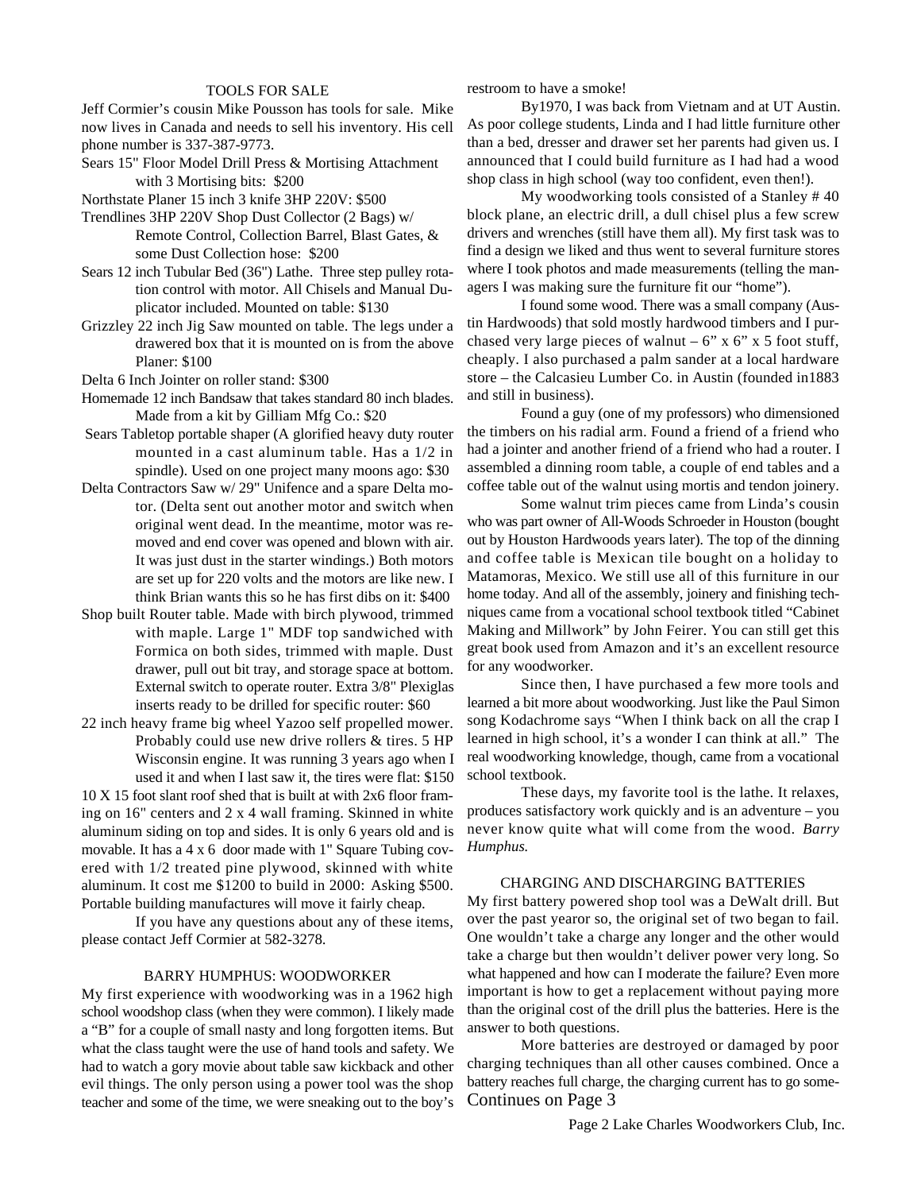## TOOLS FOR SALE

Jeff Cormier's cousin Mike Pousson has tools for sale. Mike now lives in Canada and needs to sell his inventory. His cell phone number is 337-387-9773.

- Sears 15" Floor Model Drill Press & Mortising Attachment with 3 Mortising bits: $200
- Northstate Planer 15 inch 3 knife 3HP 220V: $500
- Trendlines 3HP 220V Shop Dust Collector (2 Bags) w/ Remote Control, Collection Barrel, Blast Gates, & some Dust Collection hose: $200
- Sears 12 inch Tubular Bed (36") Lathe. Three step pulley rotation control with motor. All Chisels and Manual Duplicator included. Mounted on table: $130
- Grizzley 22 inch Jig Saw mounted on table. The legs under a drawered box that it is mounted on is from the above Planer: $100
- Delta 6 Inch Jointer on roller stand: $300
- Homemade 12 inch Bandsaw that takes standard 80 inch blades. Made from a kit by Gilliam Mfg Co.: $20
- Sears Tabletop portable shaper (A glorified heavy duty router mounted in a cast aluminum table. Has a 1/2 in spindle). Used on one project many moons ago: $30
- Delta Contractors Saw w/ 29" Unifence and a spare Delta motor. (Delta sent out another motor and switch when original went dead. In the meantime, motor was removed and end cover was opened and blown with air. It was just dust in the starter windings.) Both motors are set up for 220 volts and the motors are like new. I think Brian wants this so he has first dibs on it: $400
- Shop built Router table. Made with birch plywood, trimmed with maple. Large 1" MDF top sandwiched with Formica on both sides, trimmed with maple. Dust drawer, pull out bit tray, and storage space at bottom. External switch to operate router. Extra 3/8" Plexiglas inserts ready to be drilled for specific router: $60
- 22 inch heavy frame big wheel Yazoo self propelled mower. Probably could use new drive rollers & tires. 5 HP Wisconsin engine. It was running 3 years ago when I used it and when I last saw it, the tires were flat: $150

10 X 15 foot slant roof shed that is built at with 2x6 floor framing on 16" centers and 2 x 4 wall framing. Skinned in white aluminum siding on top and sides. It is only 6 years old and is movable. It has a 4 x 6 door made with 1" Square Tubing covered with 1/2 treated pine plywood, skinned with white aluminum. It cost me $1200 to build in 2000: Asking $500. Portable building manufactures will move it fairly cheap.

If you have any questions about any of these items, please contact Jeff Cormier at 582-3278.

## BARRY HUMPHUS: WOODWORKER

My first experience with woodworking was in a 1962 high school woodshop class (when they were common). I likely made a "B" for a couple of small nasty and long forgotten items. But what the class taught were the use of hand tools and safety. We had to watch a gory movie about table saw kickback and other evil things. The only person using a power tool was the shop teacher and some of the time, we were sneaking out to the boy's restroom to have a smoke!

By1970, I was back from Vietnam and at UT Austin. As poor college students, Linda and I had little furniture other than a bed, dresser and drawer set her parents had given us. I announced that I could build furniture as I had had a wood shop class in high school (way too confident, even then!).

My woodworking tools consisted of a Stanley # 40 block plane, an electric drill, a dull chisel plus a few screw drivers and wrenches (still have them all). My first task was to find a design we liked and thus went to several furniture stores where I took photos and made measurements (telling the managers I was making sure the furniture fit our "home").

I found some wood. There was a small company (Austin Hardwoods) that sold mostly hardwood timbers and I purchased very large pieces of walnut – 6" x 6" x 5 foot stuff, cheaply. I also purchased a palm sander at a local hardware store – the Calcasieu Lumber Co. in Austin (founded in1883 and still in business).

Found a guy (one of my professors) who dimensioned the timbers on his radial arm. Found a friend of a friend who had a jointer and another friend of a friend who had a router. I assembled a dinning room table, a couple of end tables and a coffee table out of the walnut using mortis and tendon joinery.

Some walnut trim pieces came from Linda's cousin who was part owner of All-Woods Schroeder in Houston (bought out by Houston Hardwoods years later). The top of the dinning and coffee table is Mexican tile bought on a holiday to Matamoras, Mexico. We still use all of this furniture in our home today. And all of the assembly, joinery and finishing techniques came from a vocational school textbook titled "Cabinet Making and Millwork" by John Feirer. You can still get this great book used from Amazon and it's an excellent resource for any woodworker.

Since then, I have purchased a few more tools and learned a bit more about woodworking. Just like the Paul Simon song Kodachrome says "When I think back on all the crap I learned in high school, it's a wonder I can think at all." The real woodworking knowledge, though, came from a vocational school textbook.

These days, my favorite tool is the lathe. It relaxes, produces satisfactory work quickly and is an adventure – you never know quite what will come from the wood. *Barry Humphus.*

## CHARGING AND DISCHARGING BATTERIES

My first battery powered shop tool was a DeWalt drill. But over the past yearor so, the original set of two began to fail. One wouldn't take a charge any longer and the other would take a charge but then wouldn't deliver power very long. So what happened and how can I moderate the failure? Even more important is how to get a replacement without paying more than the original cost of the drill plus the batteries. Here is the answer to both questions.

More batteries are destroyed or damaged by poor charging techniques than all other causes combined. Once a battery reaches full charge, the charging current has to go some-

Continues on Page 3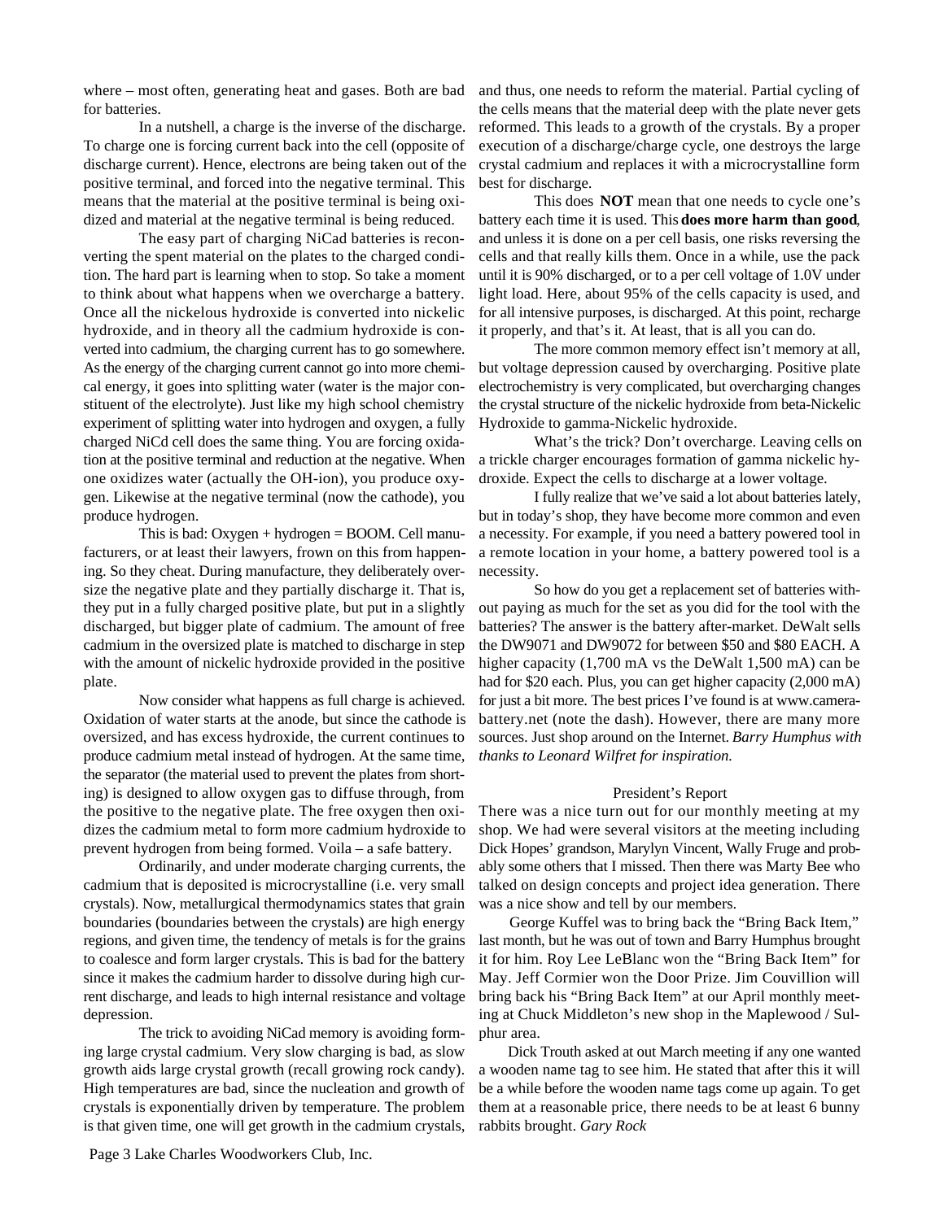where – most often, generating heat and gases. Both are bad for batteries.

In a nutshell, a charge is the inverse of the discharge. To charge one is forcing current back into the cell (opposite of discharge current). Hence, electrons are being taken out of the positive terminal, and forced into the negative terminal. This means that the material at the positive terminal is being oxidized and material at the negative terminal is being reduced.

The easy part of charging NiCad batteries is reconverting the spent material on the plates to the charged condition. The hard part is learning when to stop. So take a moment to think about what happens when we overcharge a battery. Once all the nickelous hydroxide is converted into nickelic hydroxide, and in theory all the cadmium hydroxide is converted into cadmium, the charging current has to go somewhere. As the energy of the charging current cannot go into more chemical energy, it goes into splitting water (water is the major constituent of the electrolyte). Just like my high school chemistry experiment of splitting water into hydrogen and oxygen, a fully charged NiCd cell does the same thing. You are forcing oxidation at the positive terminal and reduction at the negative. When one oxidizes water (actually the OH-ion), you produce oxygen. Likewise at the negative terminal (now the cathode), you produce hydrogen.

This is bad: Oxygen + hydrogen = BOOM. Cell manufacturers, or at least their lawyers, frown on this from happening. So they cheat. During manufacture, they deliberately oversize the negative plate and they partially discharge it. That is, they put in a fully charged positive plate, but put in a slightly discharged, but bigger plate of cadmium. The amount of free cadmium in the oversized plate is matched to discharge in step with the amount of nickelic hydroxide provided in the positive plate.

Now consider what happens as full charge is achieved. Oxidation of water starts at the anode, but since the cathode is oversized, and has excess hydroxide, the current continues to produce cadmium metal instead of hydrogen. At the same time, the separator (the material used to prevent the plates from shorting) is designed to allow oxygen gas to diffuse through, from the positive to the negative plate. The free oxygen then oxidizes the cadmium metal to form more cadmium hydroxide to prevent hydrogen from being formed. Voila – a safe battery.

Ordinarily, and under moderate charging currents, the cadmium that is deposited is microcrystalline (i.e. very small crystals). Now, metallurgical thermodynamics states that grain boundaries (boundaries between the crystals) are high energy regions, and given time, the tendency of metals is for the grains to coalesce and form larger crystals. This is bad for the battery since it makes the cadmium harder to dissolve during high current discharge, and leads to high internal resistance and voltage depression.

The trick to avoiding NiCad memory is avoiding forming large crystal cadmium. Very slow charging is bad, as slow growth aids large crystal growth (recall growing rock candy). High temperatures are bad, since the nucleation and growth of crystals is exponentially driven by temperature. The problem is that given time, one will get growth in the cadmium crystals, and thus, one needs to reform the material. Partial cycling of the cells means that the material deep with the plate never gets reformed. This leads to a growth of the crystals. By a proper execution of a discharge/charge cycle, one destroys the large crystal cadmium and replaces it with a microcrystalline form best for discharge.

This does **NOT** mean that one needs to cycle one's battery each time it is used. This **does more harm than good**, and unless it is done on a per cell basis, one risks reversing the cells and that really kills them. Once in a while, use the pack until it is 90% discharged, or to a per cell voltage of 1.0V under light load. Here, about 95% of the cells capacity is used, and for all intensive purposes, is discharged. At this point, recharge it properly, and that's it. At least, that is all you can do.

The more common memory effect isn't memory at all, but voltage depression caused by overcharging. Positive plate electrochemistry is very complicated, but overcharging changes the crystal structure of the nickelic hydroxide from beta-Nickelic Hydroxide to gamma-Nickelic hydroxide.

What's the trick? Don't overcharge. Leaving cells on a trickle charger encourages formation of gamma nickelic hydroxide. Expect the cells to discharge at a lower voltage.

I fully realize that we've said a lot about batteries lately, but in today's shop, they have become more common and even a necessity. For example, if you need a battery powered tool in a remote location in your home, a battery powered tool is a necessity.

So how do you get a replacement set of batteries without paying as much for the set as you did for the tool with the batteries? The answer is the battery after-market. DeWalt sells the DW9071 and DW9072 for between $50 and $80 EACH. A higher capacity (1,700 mA vs the DeWalt 1,500 mA) can be had for $20 each. Plus, you can get higher capacity (2,000 mA) for just a bit more. The best prices I've found is at www.camera-battery.net (note the dash). However, there are many more sources. Just shop around on the Internet. *Barry Humphus with thanks to Leonard Wilfret for inspiration.*

## President's Report

There was a nice turn out for our monthly meeting at my shop. We had were several visitors at the meeting including Dick Hopes' grandson, Marylyn Vincent, Wally Fruge and probably some others that I missed. Then there was Marty Bee who talked on design concepts and project idea generation. There was a nice show and tell by our members.

George Kuffel was to bring back the "Bring Back Item," last month, but he was out of town and Barry Humphus brought it for him. Roy Lee LeBlanc won the "Bring Back Item" for May. Jeff Cormier won the Door Prize. Jim Couvillion will bring back his "Bring Back Item" at our April monthly meeting at Chuck Middleton's new shop in the Maplewood / Sulphur area.

Dick Trouth asked at out March meeting if any one wanted a wooden name tag to see him. He stated that after this it will be a while before the wooden name tags come up again. To get them at a reasonable price, there needs to be at least 6 bunny rabbits brought. *Gary Rock*